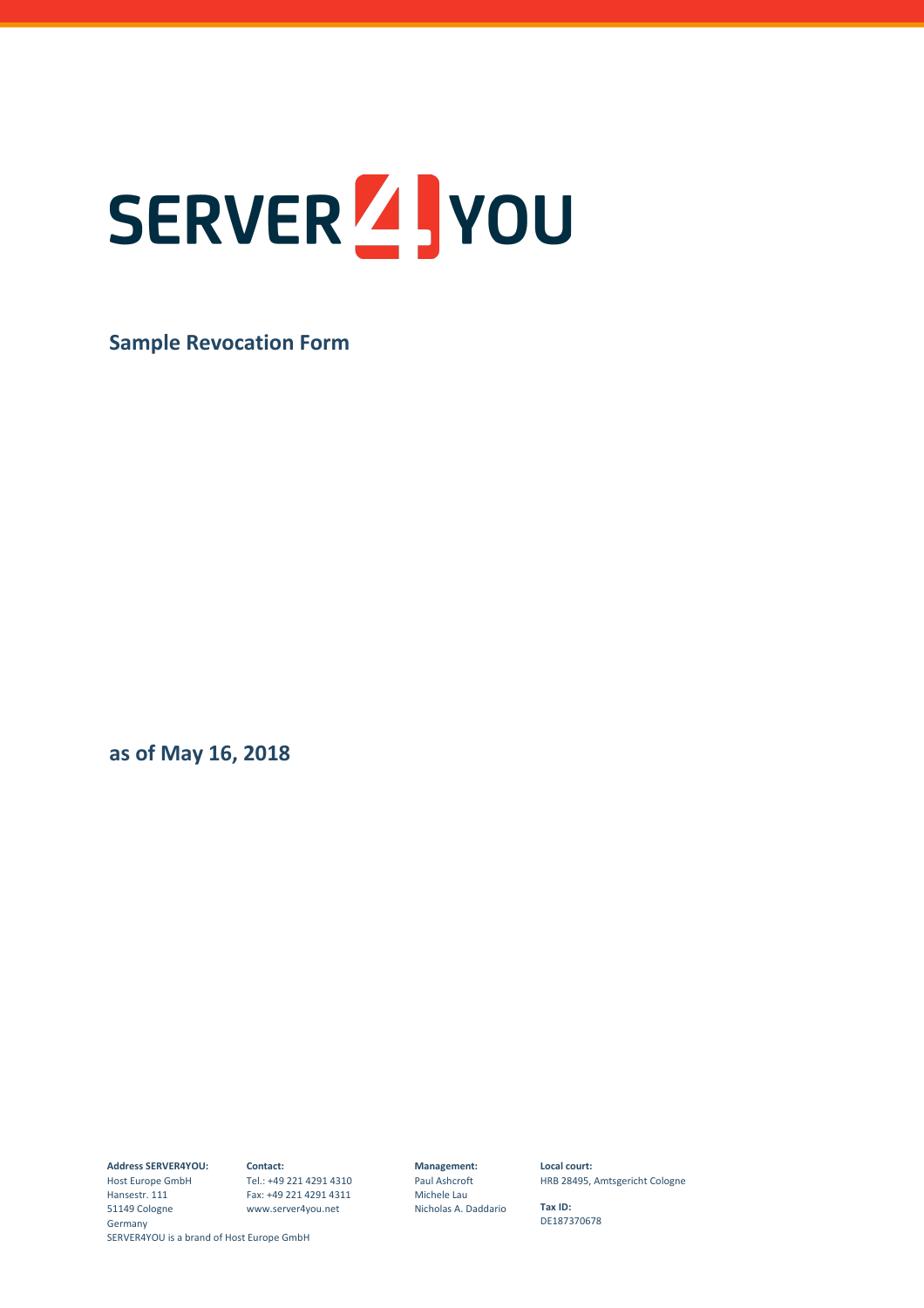# SERVER4YOU

## Sample Revocation Form

**as of May 16, 2018**

**Address SERVER4YOU:**
Host Europe GmbH
Hansestr. 111
51149 Cologne
Germany
SERVER4YOU is a brand of Host Europe GmbH

**Contact:**
Tel.: +49 221 4291 4310
Fax: +49 221 4291 4311
www.server4you.net

**Management:**
Paul Ashcroft
Michele Lau
Nicholas A. Daddario

**Local court:**
HRB 28495, Amtsgericht Cologne

**Tax ID:**
DE187370678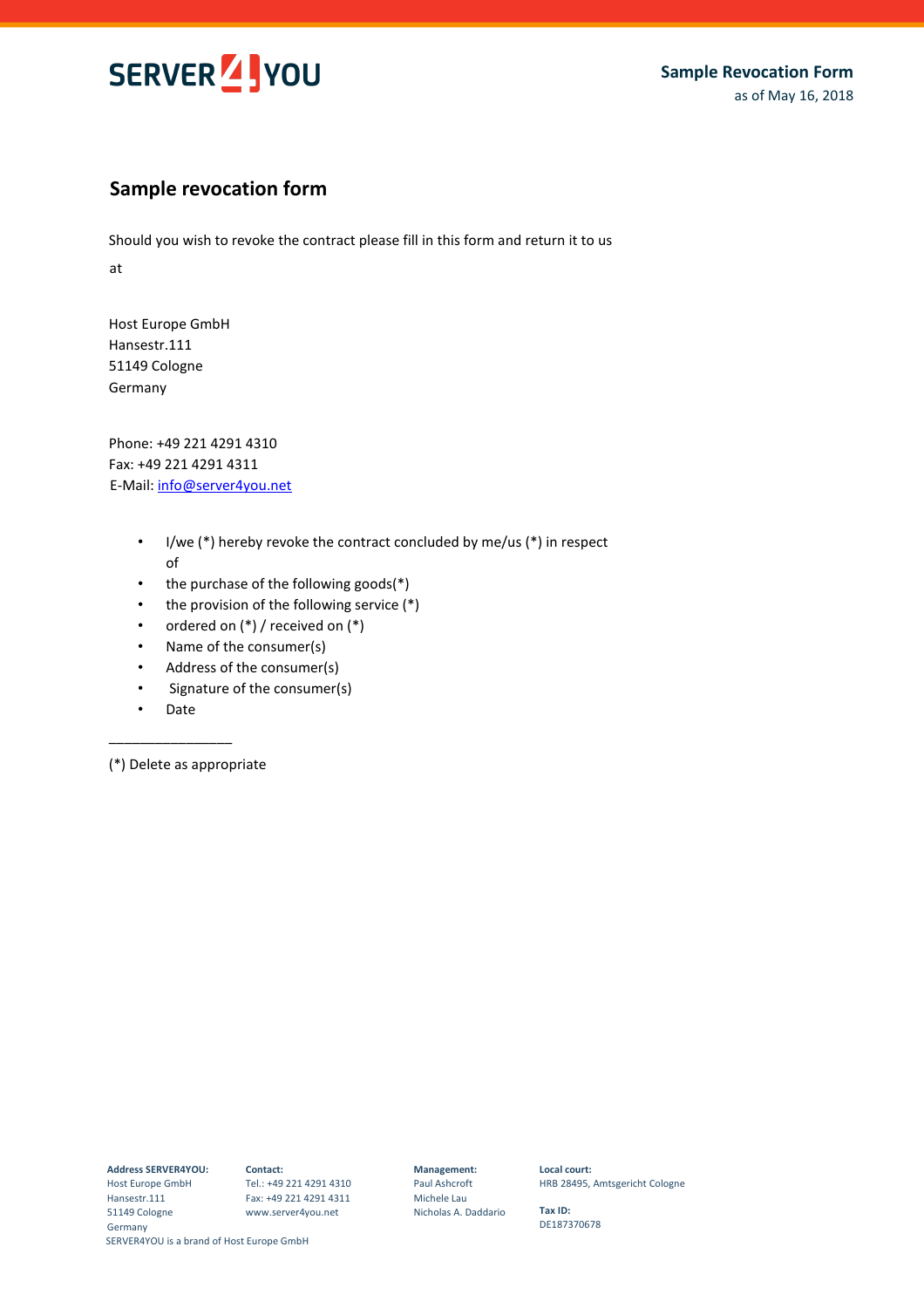## Sample revocation form

Should you wish to revoke the contract please fill in this form and return it to us

at

Host Europe GmbH
Hansestr.111
51149 Cologne
Germany

Phone: +49 221 4291 4310
Fax: +49 221 4291 4311
E-Mail: [info@server4you.net](mailto:info@server4you.net)

- I/we (*) hereby revoke the contract concluded by me/us (*) in respect of
- the purchase of the following goods(*)
- the provision of the following service (*)
- ordered on (*) / received on (*)
- Name of the consumer(s)
- Address of the consumer(s)
- Signature of the consumer(s)
- Date

________________

(*) Delete as appropriate